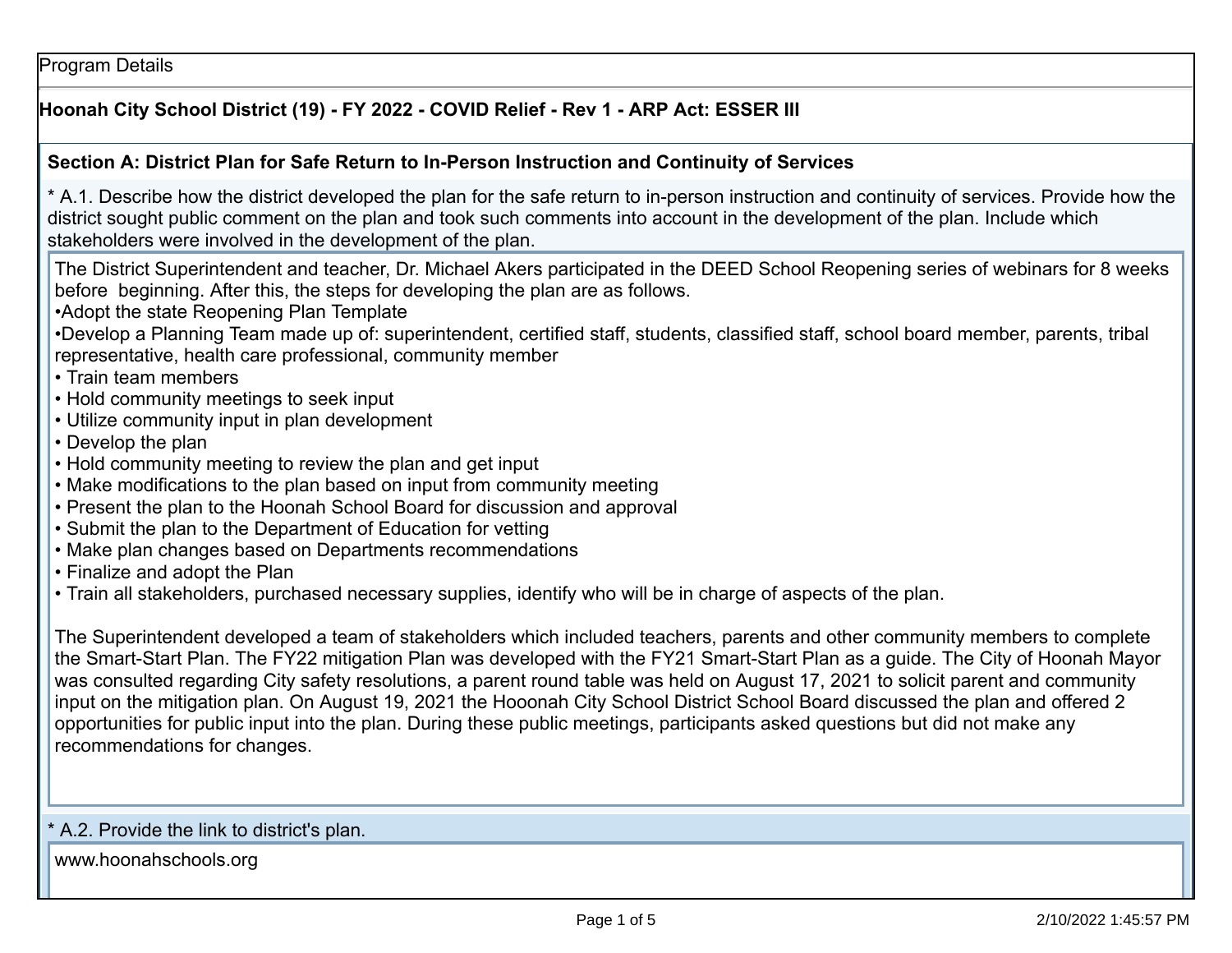Program Details

**Hoonah City School District (19) - FY 2022 - COVID Relief - Rev 1 - ARP Act: ESSER III**

## Section A: District Plan for Safe Return to In-Person Instruction and Continuity of Services

* A.1. Describe how the district developed the plan for the safe return to in-person instruction and continuity of services. Provide how the district sought public comment on the plan and took such comments into account in the development of the plan. Include which stakeholders were involved in the development of the plan.

The District Superintendent and teacher, Dr. Michael Akers participated in the DEED School Reopening series of webinars for 8 weeks before beginning. After this, the steps for developing the plan are as follows.

- Adopt the state Reopening Plan Template
- Develop a Planning Team made up of: superintendent, certified staff, students, classified staff, school board member, parents, tribal representative, health care professional, community member
- Train team members
- Hold community meetings to seek input
- Utilize community input in plan development
- Develop the plan
- Hold community meeting to review the plan and get input
- Make modifications to the plan based on input from community meeting
- Present the plan to the Hoonah School Board for discussion and approval
- Submit the plan to the Department of Education for vetting
- Make plan changes based on Departments recommendations
- Finalize and adopt the Plan
- Train all stakeholders, purchased necessary supplies, identify who will be in charge of aspects of the plan.

The Superintendent developed a team of stakeholders which included teachers, parents and other community members to complete the Smart-Start Plan. The FY22 mitigation Plan was developed with the FY21 Smart-Start Plan as a guide. The City of Hoonah Mayor was consulted regarding City safety resolutions, a parent round table was held on August 17, 2021 to solicit parent and community input on the mitigation plan. On August 19, 2021 the Hooonah City School District School Board discussed the plan and offered 2 opportunities for public input into the plan. During these public meetings, participants asked questions but did not make any recommendations for changes.

* A.2. Provide the link to district's plan.

www.hoonahschools.org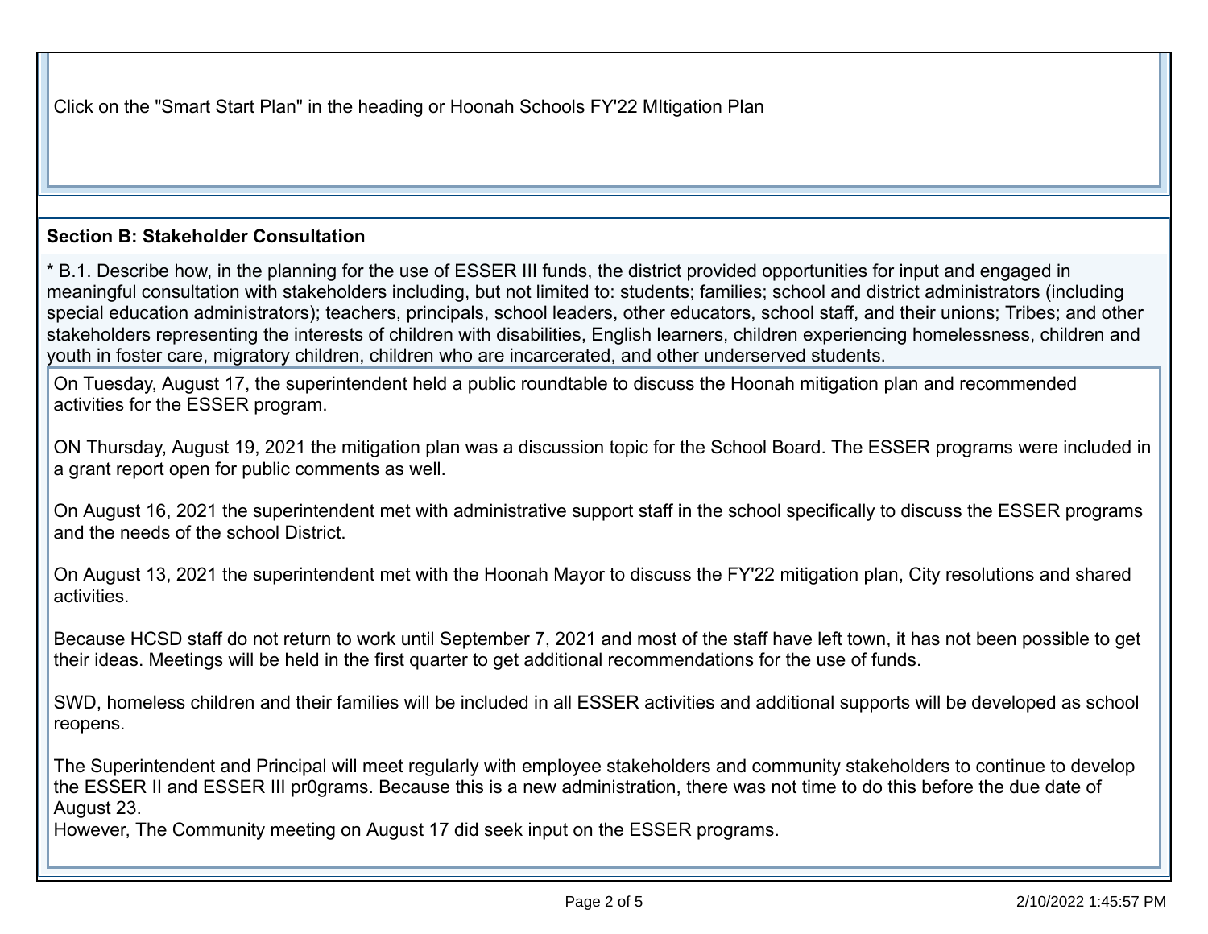Click on the "Smart Start Plan" in the heading or Hoonah Schools FY'22 MItigation Plan

**Section B: Stakeholder Consultation**

* B.1. Describe how, in the planning for the use of ESSER III funds, the district provided opportunities for input and engaged in meaningful consultation with stakeholders including, but not limited to: students; families; school and district administrators (including special education administrators); teachers, principals, school leaders, other educators, school staff, and their unions; Tribes; and other stakeholders representing the interests of children with disabilities, English learners, children experiencing homelessness, children and youth in foster care, migratory children, children who are incarcerated, and other underserved students.

On Tuesday, August 17, the superintendent held a public roundtable to discuss the Hoonah mitigation plan and recommended activities for the ESSER program.

ON Thursday, August 19, 2021 the mitigation plan was a discussion topic for the School Board. The ESSER programs were included in a grant report open for public comments as well.

On August 16, 2021 the superintendent met with administrative support staff in the school specifically to discuss the ESSER programs and the needs of the school District.

On August 13, 2021 the superintendent met with the Hoonah Mayor to discuss the FY'22 mitigation plan, City resolutions and shared activities.

Because HCSD staff do not return to work until September 7, 2021 and most of the staff have left town, it has not been possible to get their ideas. Meetings will be held in the first quarter to get additional recommendations for the use of funds.

SWD, homeless children and their families will be included in all ESSER activities and additional supports will be developed as school reopens.

The Superintendent and Principal will meet regularly with employee stakeholders and community stakeholders to continue to develop the ESSER II and ESSER III pr0grams. Because this is a new administration, there was not time to do this before the due date of August 23.
However, The Community meeting on August 17 did seek input on the ESSER programs.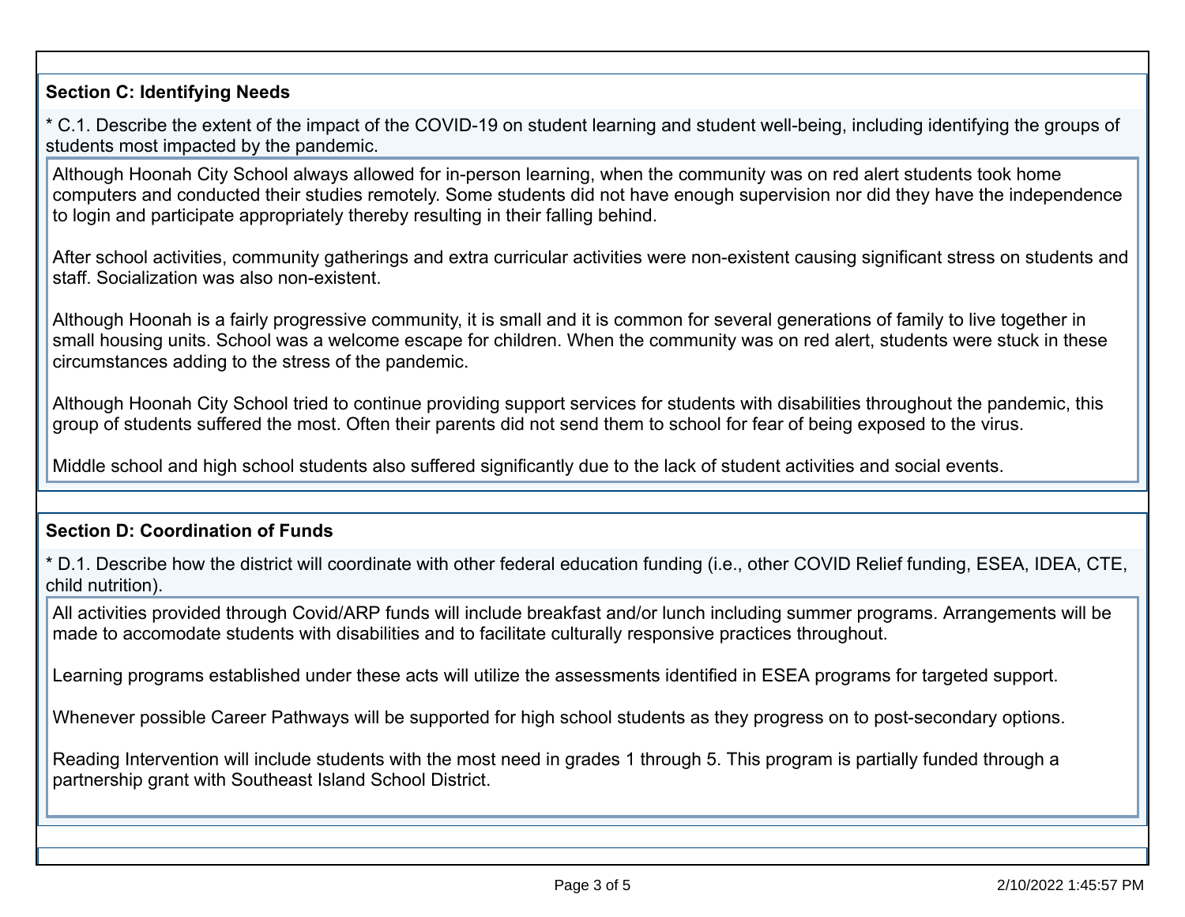## Section C: Identifying Needs

* C.1. Describe the extent of the impact of the COVID-19 on student learning and student well-being, including identifying the groups of students most impacted by the pandemic.

Although Hoonah City School always allowed for in-person learning, when the community was on red alert students took home computers and conducted their studies remotely. Some students did not have enough supervision nor did they have the independence to login and participate appropriately thereby resulting in their falling behind.

After school activities, community gatherings and extra curricular activities were non-existent causing significant stress on students and staff. Socialization was also non-existent.

Although Hoonah is a fairly progressive community, it is small and it is common for several generations of family to live together in small housing units. School was a welcome escape for children. When the community was on red alert, students were stuck in these circumstances adding to the stress of the pandemic.

Although Hoonah City School tried to continue providing support services for students with disabilities throughout the pandemic, this group of students suffered the most. Often their parents did not send them to school for fear of being exposed to the virus.

Middle school and high school students also suffered significantly due to the lack of student activities and social events.

## Section D: Coordination of Funds

* D.1. Describe how the district will coordinate with other federal education funding (i.e., other COVID Relief funding, ESEA, IDEA, CTE, child nutrition).

All activities provided through Covid/ARP funds will include breakfast and/or lunch including summer programs. Arrangements will be made to accomodate students with disabilities and to facilitate culturally responsive practices throughout.

Learning programs established under these acts will utilize the assessments identified in ESEA programs for targeted support.

Whenever possible Career Pathways will be supported for high school students as they progress on to post-secondary options.

Reading Intervention will include students with the most need in grades 1 through 5. This program is partially funded through a partnership grant with Southeast Island School District.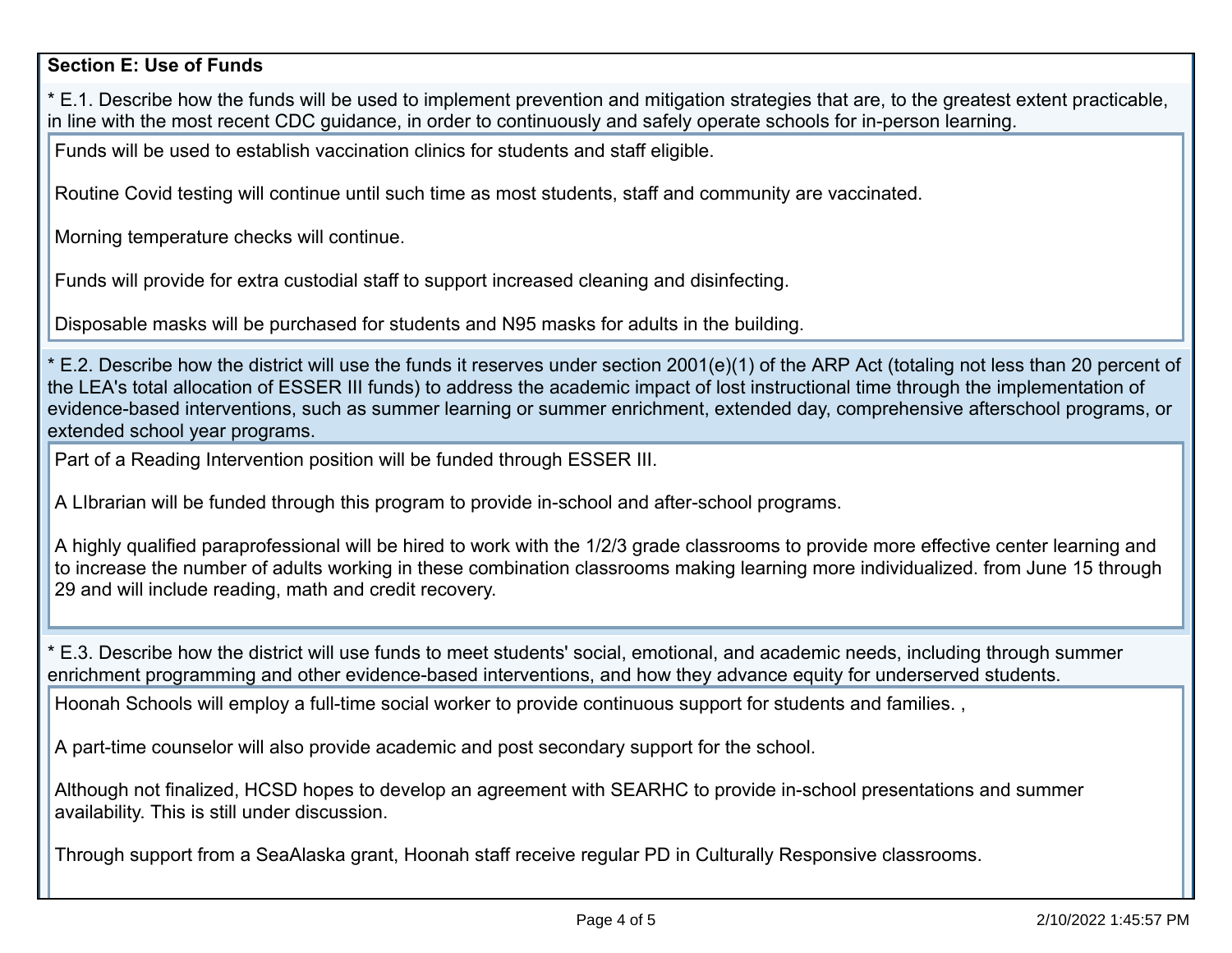## Section E: Use of Funds

\* E.1. Describe how the funds will be used to implement prevention and mitigation strategies that are, to the greatest extent practicable, in line with the most recent CDC guidance, in order to continuously and safely operate schools for in-person learning.

Funds will be used to establish vaccination clinics for students and staff eligible.

Routine Covid testing will continue until such time as most students, staff and community are vaccinated.

Morning temperature checks will continue.

Funds will provide for extra custodial staff to support increased cleaning and disinfecting.

Disposable masks will be purchased for students and N95 masks for adults in the building.

\* E.2. Describe how the district will use the funds it reserves under section 2001(e)(1) of the ARP Act (totaling not less than 20 percent of the LEA's total allocation of ESSER III funds) to address the academic impact of lost instructional time through the implementation of evidence-based interventions, such as summer learning or summer enrichment, extended day, comprehensive afterschool programs, or extended school year programs.

Part of a Reading Intervention position will be funded through ESSER III.

A LIbrarian will be funded through this program to provide in-school and after-school programs.

A highly qualified paraprofessional will be hired to work with the 1/2/3 grade classrooms to provide more effective center learning and to increase the number of adults working in these combination classrooms making learning more individualized. from June 15 through 29 and will include reading, math and credit recovery.

\* E.3. Describe how the district will use funds to meet students' social, emotional, and academic needs, including through summer enrichment programming and other evidence-based interventions, and how they advance equity for underserved students.

Hoonah Schools will employ a full-time social worker to provide continuous support for students and families. ,

A part-time counselor will also provide academic and post secondary support for the school.

Although not finalized, HCSD hopes to develop an agreement with SEARHC to provide in-school presentations and summer availability. This is still under discussion.

Through support from a SeaAlaska grant, Hoonah staff receive regular PD in Culturally Responsive classrooms.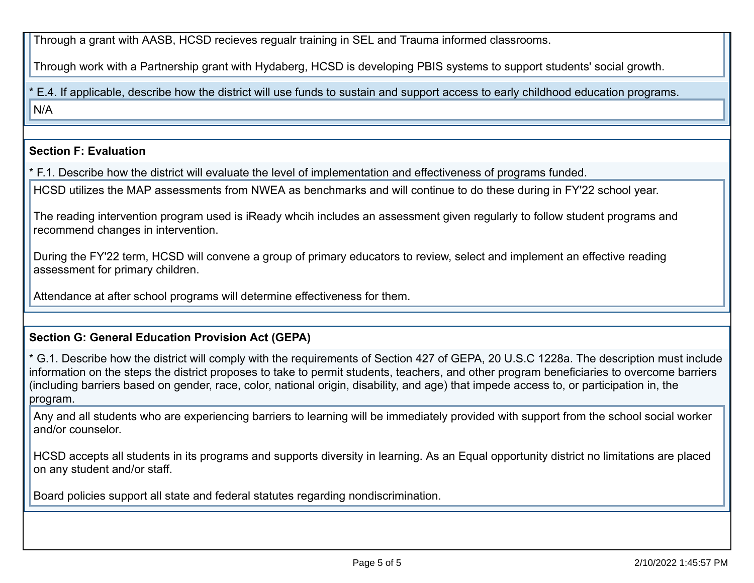Through a grant with AASB, HCSD recieves regualr training in SEL and Trauma informed classrooms.

Through work with a Partnership grant with Hydaberg, HCSD is developing PBIS systems to support students' social growth.

* E.4. If applicable, describe how the district will use funds to sustain and support access to early childhood education programs.

N/A

### Section F: Evaluation

* F.1. Describe how the district will evaluate the level of implementation and effectiveness of programs funded.

HCSD utilizes the MAP assessments from NWEA as benchmarks and will continue to do these during in FY'22 school year.

The reading intervention program used is iReady whcih includes an assessment given regularly to follow student programs and recommend changes in intervention.

During the FY'22 term, HCSD will convene a group of primary educators to review, select and implement an effective reading assessment for primary children.

Attendance at after school programs will determine effectiveness for them.

### Section G: General Education Provision Act (GEPA)

* G.1. Describe how the district will comply with the requirements of Section 427 of GEPA, 20 U.S.C 1228a. The description must include information on the steps the district proposes to take to permit students, teachers, and other program beneficiaries to overcome barriers (including barriers based on gender, race, color, national origin, disability, and age) that impede access to, or participation in, the program.

Any and all students who are experiencing barriers to learning will be immediately provided with support from the school social worker and/or counselor.

HCSD accepts all students in its programs and supports diversity in learning. As an Equal opportunity district no limitations are placed on any student and/or staff.

Board policies support all state and federal statutes regarding nondiscrimination.